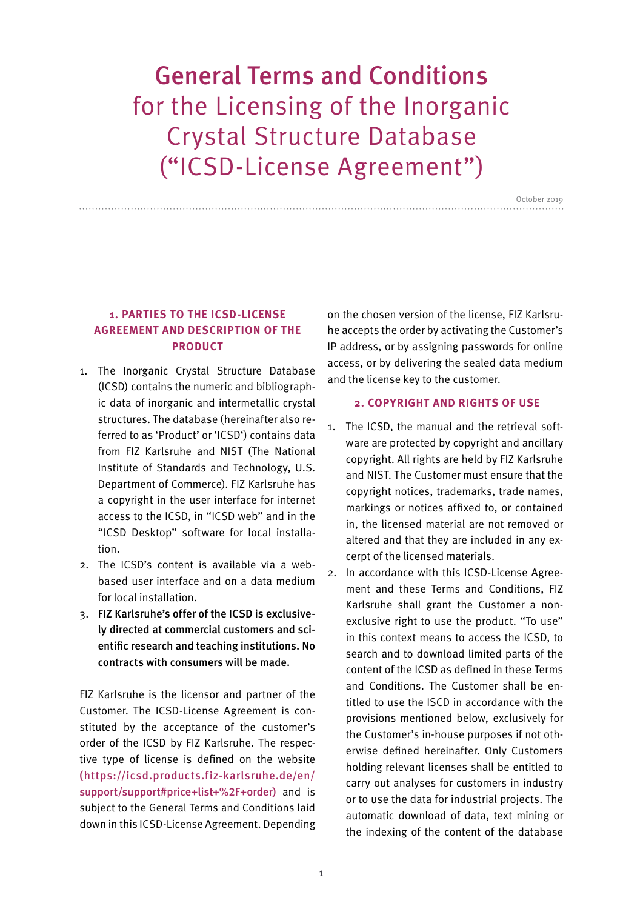# General Terms and Conditions for the Licensing of the Inorganic Crystal Structure Database ("ICSD-License Agreement")

October 2019

## 1. PARTIES TO THE ICSD-LICENSE AGREEMENT AND DESCRIPTION OF THE PRODUCT

1. The Inorganic Crystal Structure Database (ICSD) contains the numeric and bibliographic data of inorganic and intermetallic crystal structures. The database (hereinafter also referred to as 'Product' or 'ICSD') contains data from FIZ Karlsruhe and NIST (The National Institute of Standards and Technology, U.S. Department of Commerce). FIZ Karlsruhe has a copyright in the user interface for internet access to the ICSD, in "ICSD web" and in the "ICSD Desktop" software for local installation.
2. The ICSD's content is available via a web-based user interface and on a data medium for local installation.
3. **FIZ Karlsruhe's offer of the ICSD is exclusively directed at commercial customers and scientific research and teaching institutions. No contracts with consumers will be made.**

FIZ Karlsruhe is the licensor and partner of the Customer. The ICSD-License Agreement is constituted by the acceptance of the customer's order of the ICSD by FIZ Karlsruhe. The respective type of license is defined on the website (https://icsd.products.fiz-karlsruhe.de/en/support/support#price+list+%2F+order) and is subject to the General Terms and Conditions laid down in this ICSD-License Agreement. Depending on the chosen version of the license, FIZ Karlsruhe accepts the order by activating the Customer's IP address, or by assigning passwords for online access, or by delivering the sealed data medium and the license key to the customer.

## 2. COPYRIGHT AND RIGHTS OF USE

1. The ICSD, the manual and the retrieval software are protected by copyright and ancillary copyright. All rights are held by FIZ Karlsruhe and NIST. The Customer must ensure that the copyright notices, trademarks, trade names, markings or notices affixed to, or contained in, the licensed material are not removed or altered and that they are included in any excerpt of the licensed materials.
2. In accordance with this ICSD-License Agreement and these Terms and Conditions, FIZ Karlsruhe shall grant the Customer a non-exclusive right to use the product. "To use" in this context means to access the ICSD, to search and to download limited parts of the content of the ICSD as defined in these Terms and Conditions. The Customer shall be entitled to use the ISCD in accordance with the provisions mentioned below, exclusively for the Customer's in-house purposes if not otherwise defined hereinafter. Only Customers holding relevant licenses shall be entitled to carry out analyses for customers in industry or to use the data for industrial projects. The automatic download of data, text mining or the indexing of the content of the database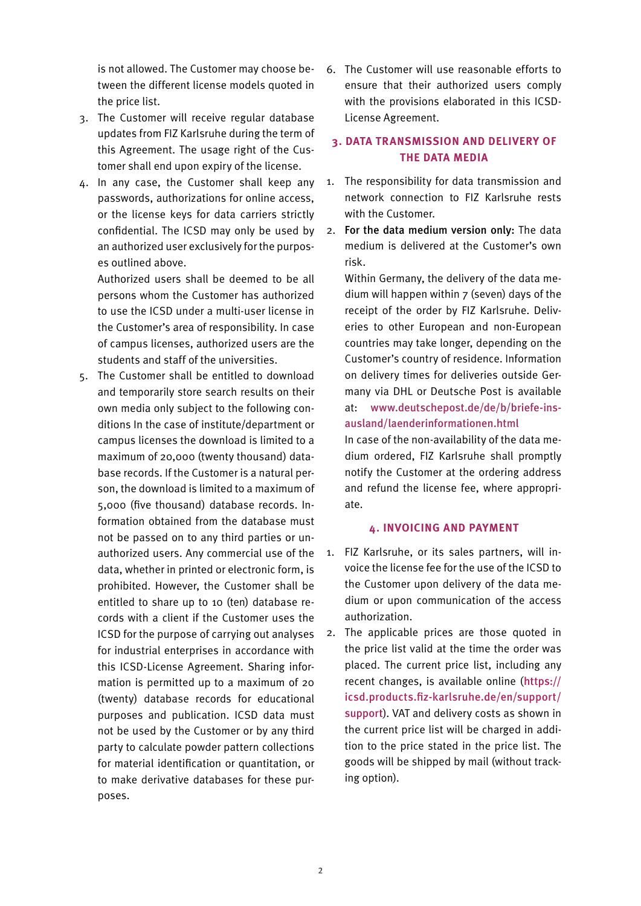is not allowed. The Customer may choose between the different license models quoted in the price list.

3. The Customer will receive regular database updates from FIZ Karlsruhe during the term of this Agreement. The usage right of the Customer shall end upon expiry of the license.
4. In any case, the Customer shall keep any passwords, authorizations for online access, or the license keys for data carriers strictly confidential. The ICSD may only be used by an authorized user exclusively for the purposes outlined above.

   Authorized users shall be deemed to be all persons whom the Customer has authorized to use the ICSD under a multi-user license in the Customer's area of responsibility. In case of campus licenses, authorized users are the students and staff of the universities.
5. The Customer shall be entitled to download and temporarily store search results on their own media only subject to the following conditions In the case of institute/department or campus licenses the download is limited to a maximum of 20,000 (twenty thousand) database records. If the Customer is a natural person, the download is limited to a maximum of 5,000 (five thousand) database records. Information obtained from the database must not be passed on to any third parties or unauthorized users. Any commercial use of the data, whether in printed or electronic form, is prohibited. However, the Customer shall be entitled to share up to 10 (ten) database records with a client if the Customer uses the ICSD for the purpose of carrying out analyses for industrial enterprises in accordance with this ICSD-License Agreement. Sharing information is permitted up to a maximum of 20 (twenty) database records for educational purposes and publication. ICSD data must not be used by the Customer or by any third party to calculate powder pattern collections for material identification or quantitation, or to make derivative databases for these purposes.
6. The Customer will use reasonable efforts to ensure that their authorized users comply with the provisions elaborated in this ICSD-License Agreement.

## 3. DATA TRANSMISSION AND DELIVERY OF THE DATA MEDIA

1. The responsibility for data transmission and network connection to FIZ Karlsruhe rests with the Customer.
2. **For the data medium version only:** The data medium is delivered at the Customer's own risk.

   Within Germany, the delivery of the data medium will happen within 7 (seven) days of the receipt of the order by FIZ Karlsruhe. Deliveries to other European and non-European countries may take longer, depending on the Customer's country of residence. Information on delivery times for deliveries outside Germany via DHL or Deutsche Post is available at: www.deutschepost.de/de/b/briefe-ins-ausland/laenderinformationen.html

   In case of the non-availability of the data medium ordered, FIZ Karlsruhe shall promptly notify the Customer at the ordering address and refund the license fee, where appropriate.

## 4. INVOICING AND PAYMENT

1. FIZ Karlsruhe, or its sales partners, will invoice the license fee for the use of the ICSD to the Customer upon delivery of the data medium or upon communication of the access authorization.
2. The applicable prices are those quoted in the price list valid at the time the order was placed. The current price list, including any recent changes, is available online (https://icsd.products.fiz-karlsruhe.de/en/support/support). VAT and delivery costs as shown in the current price list will be charged in addition to the price stated in the price list. The goods will be shipped by mail (without tracking option).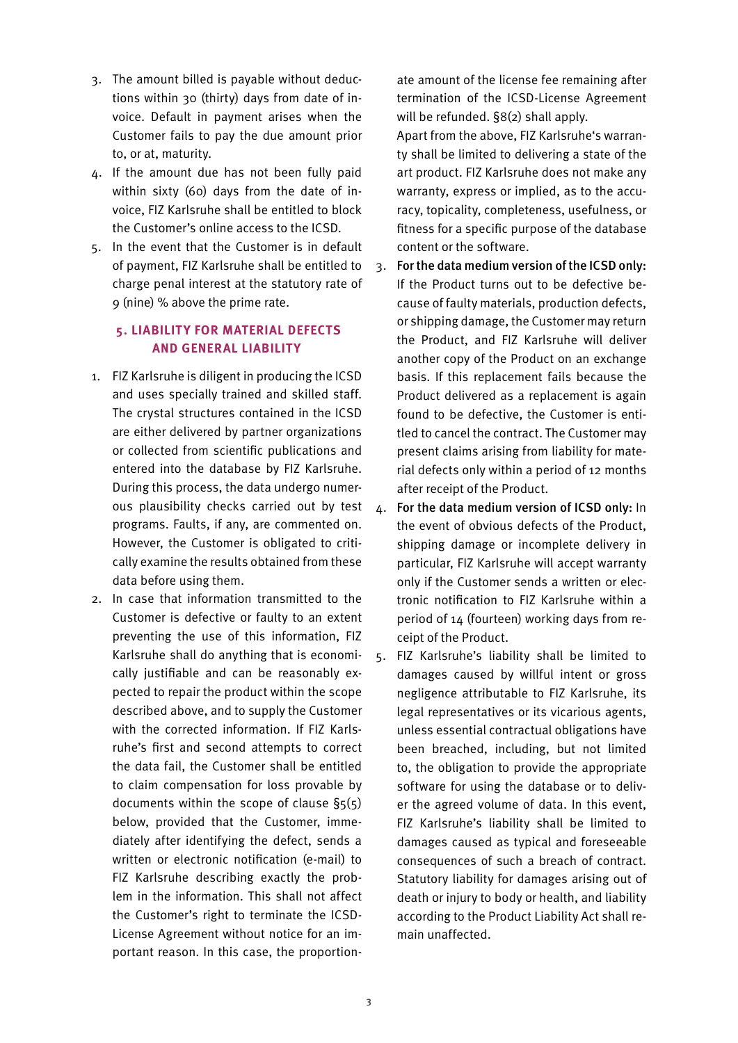3. The amount billed is payable without deductions within 30 (thirty) days from date of invoice. Default in payment arises when the Customer fails to pay the due amount prior to, or at, maturity.
4. If the amount due has not been fully paid within sixty (60) days from the date of invoice, FIZ Karlsruhe shall be entitled to block the Customer's online access to the ICSD.
5. In the event that the Customer is in default of payment, FIZ Karlsruhe shall be entitled to charge penal interest at the statutory rate of 9 (nine) % above the prime rate.

## 5. LIABILITY FOR MATERIAL DEFECTS AND GENERAL LIABILITY

1. FIZ Karlsruhe is diligent in producing the ICSD and uses specially trained and skilled staff. The crystal structures contained in the ICSD are either delivered by partner organizations or collected from scientific publications and entered into the database by FIZ Karlsruhe. During this process, the data undergo numerous plausibility checks carried out by test programs. Faults, if any, are commented on. However, the Customer is obligated to critically examine the results obtained from these data before using them.
2. In case that information transmitted to the Customer is defective or faulty to an extent preventing the use of this information, FIZ Karlsruhe shall do anything that is economically justifiable and can be reasonably expected to repair the product within the scope described above, and to supply the Customer with the corrected information. If FIZ Karlsruhe's first and second attempts to correct the data fail, the Customer shall be entitled to claim compensation for loss provable by documents within the scope of clause §5(5) below, provided that the Customer, immediately after identifying the defect, sends a written or electronic notification (e-mail) to FIZ Karlsruhe describing exactly the problem in the information. This shall not affect the Customer's right to terminate the ICSD-License Agreement without notice for an important reason. In this case, the proportionate amount of the license fee remaining after termination of the ICSD-License Agreement will be refunded. §8(2) shall apply.
   Apart from the above, FIZ Karlsruhe's warranty shall be limited to delivering a state of the art product. FIZ Karlsruhe does not make any warranty, express or implied, as to the accuracy, topicality, completeness, usefulness, or fitness for a specific purpose of the database content or the software.
3. **For the data medium version of the ICSD only:** If the Product turns out to be defective because of faulty materials, production defects, or shipping damage, the Customer may return the Product, and FIZ Karlsruhe will deliver another copy of the Product on an exchange basis. If this replacement fails because the Product delivered as a replacement is again found to be defective, the Customer is entitled to cancel the contract. The Customer may present claims arising from liability for material defects only within a period of 12 months after receipt of the Product.
4. **For the data medium version of ICSD only:** In the event of obvious defects of the Product, shipping damage or incomplete delivery in particular, FIZ Karlsruhe will accept warranty only if the Customer sends a written or electronic notification to FIZ Karlsruhe within a period of 14 (fourteen) working days from receipt of the Product.
5. FIZ Karlsruhe's liability shall be limited to damages caused by willful intent or gross negligence attributable to FIZ Karlsruhe, its legal representatives or its vicarious agents, unless essential contractual obligations have been breached, including, but not limited to, the obligation to provide the appropriate software for using the database or to deliver the agreed volume of data. In this event, FIZ Karlsruhe's liability shall be limited to damages caused as typical and foreseeable consequences of such a breach of contract. Statutory liability for damages arising out of death or injury to body or health, and liability according to the Product Liability Act shall remain unaffected.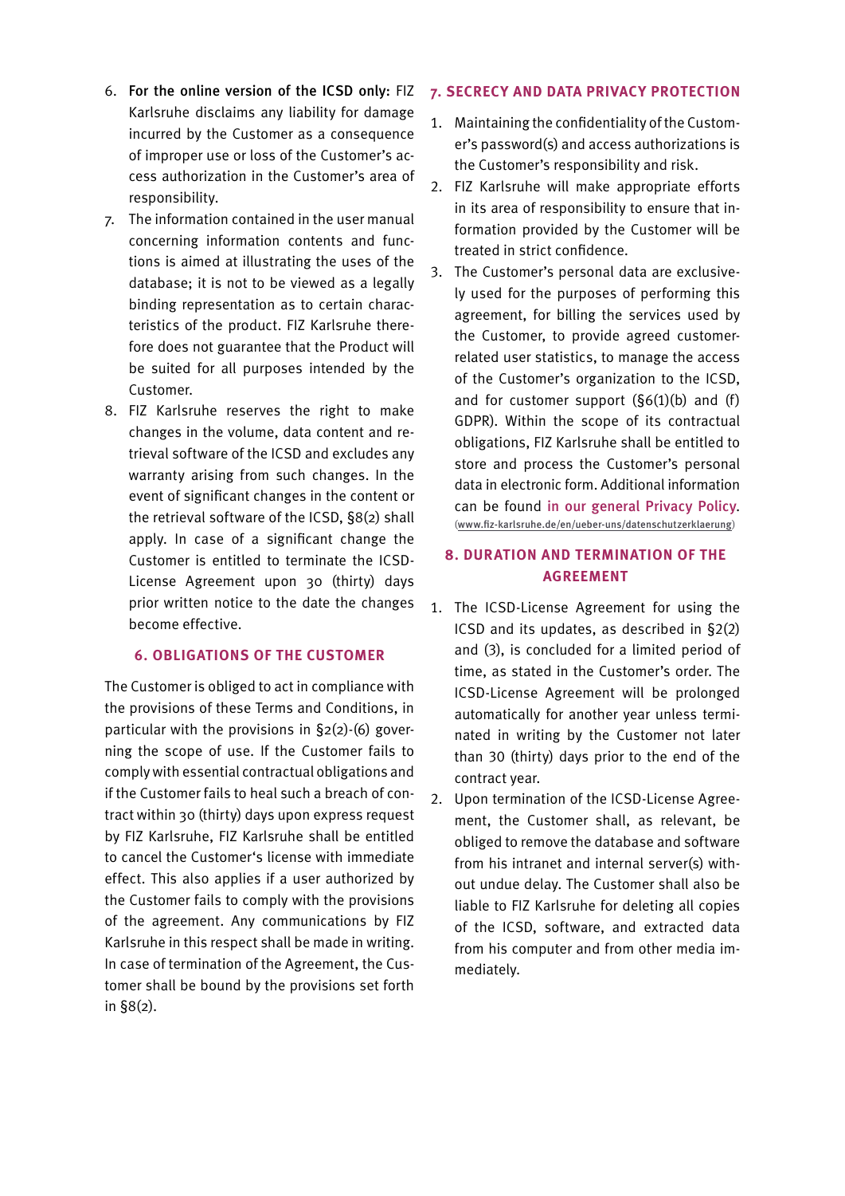6. **For the online version of the ICSD only:** FIZ Karlsruhe disclaims any liability for damage incurred by the Customer as a consequence of improper use or loss of the Customer's access authorization in the Customer's area of responsibility.
7. The information contained in the user manual concerning information contents and functions is aimed at illustrating the uses of the database; it is not to be viewed as a legally binding representation as to certain characteristics of the product. FIZ Karlsruhe therefore does not guarantee that the Product will be suited for all purposes intended by the Customer.
8. FIZ Karlsruhe reserves the right to make changes in the volume, data content and retrieval software of the ICSD and excludes any warranty arising from such changes. In the event of significant changes in the content or the retrieval software of the ICSD, §8(2) shall apply. In case of a significant change the Customer is entitled to terminate the ICSD-License Agreement upon 30 (thirty) days prior written notice to the date the changes become effective.

## 6. OBLIGATIONS OF THE CUSTOMER

The Customer is obliged to act in compliance with the provisions of these Terms and Conditions, in particular with the provisions in §2(2)-(6) governing the scope of use. If the Customer fails to comply with essential contractual obligations and if the Customer fails to heal such a breach of contract within 30 (thirty) days upon express request by FIZ Karlsruhe, FIZ Karlsruhe shall be entitled to cancel the Customer's license with immediate effect. This also applies if a user authorized by the Customer fails to comply with the provisions of the agreement. Any communications by FIZ Karlsruhe in this respect shall be made in writing. In case of termination of the Agreement, the Customer shall be bound by the provisions set forth in §8(2).

## 7. SECRECY AND DATA PRIVACY PROTECTION

1. Maintaining the confidentiality of the Customer's password(s) and access authorizations is the Customer's responsibility and risk.
2. FIZ Karlsruhe will make appropriate efforts in its area of responsibility to ensure that information provided by the Customer will be treated in strict confidence.
3. The Customer's personal data are exclusively used for the purposes of performing this agreement, for billing the services used by the Customer, to provide agreed customer-related user statistics, to manage the access of the Customer's organization to the ICSD, and for customer support (§6(1)(b) and (f) GDPR). Within the scope of its contractual obligations, FIZ Karlsruhe shall be entitled to store and process the Customer's personal data in electronic form. Additional information can be found in our general Privacy Policy. (www.fiz-karlsruhe.de/en/ueber-uns/datenschutzerklaerung)

## 8. DURATION AND TERMINATION OF THE AGREEMENT

1. The ICSD-License Agreement for using the ICSD and its updates, as described in §2(2) and (3), is concluded for a limited period of time, as stated in the Customer's order. The ICSD-License Agreement will be prolonged automatically for another year unless terminated in writing by the Customer not later than 30 (thirty) days prior to the end of the contract year.
2. Upon termination of the ICSD-License Agreement, the Customer shall, as relevant, be obliged to remove the database and software from his intranet and internal server(s) without undue delay. The Customer shall also be liable to FIZ Karlsruhe for deleting all copies of the ICSD, software, and extracted data from his computer and from other media immediately.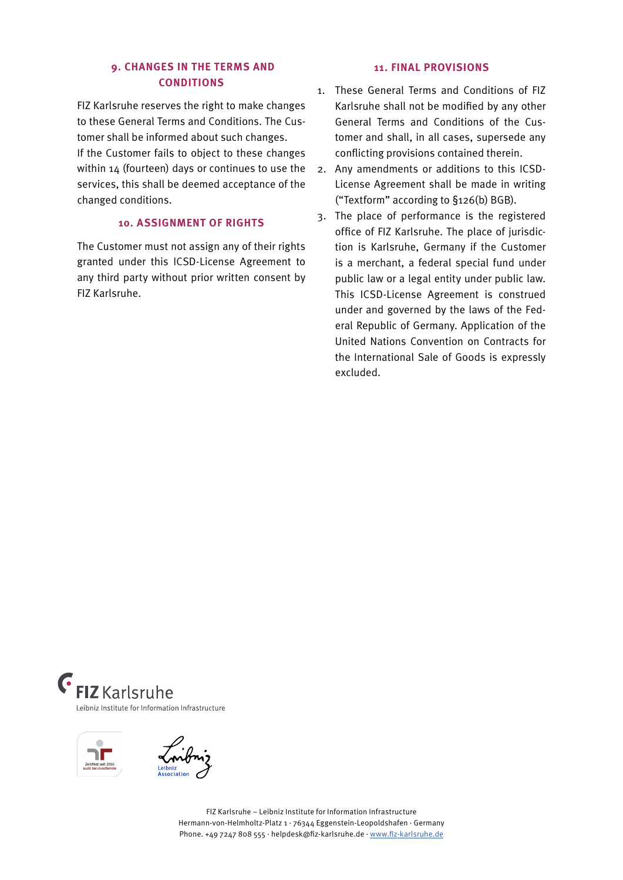## 9. CHANGES IN THE TERMS AND CONDITIONS

FIZ Karlsruhe reserves the right to make changes to these General Terms and Conditions. The Customer shall be informed about such changes.
If the Customer fails to object to these changes within 14 (fourteen) days or continues to use the services, this shall be deemed acceptance of the changed conditions.

## 10. ASSIGNMENT OF RIGHTS

The Customer must not assign any of their rights granted under this ICSD-License Agreement to any third party without prior written consent by FIZ Karlsruhe.

## 11. FINAL PROVISIONS

1. These General Terms and Conditions of FIZ Karlsruhe shall not be modified by any other General Terms and Conditions of the Customer and shall, in all cases, supersede any conflicting provisions contained therein.
2. Any amendments or additions to this ICSD-License Agreement shall be made in writing ("Textform" according to §126(b) BGB).
3. The place of performance is the registered office of FIZ Karlsruhe. The place of jurisdiction is Karlsruhe, Germany if the Customer is a merchant, a federal special fund under public law or a legal entity under public law. This ICSD-License Agreement is construed under and governed by the laws of the Federal Republic of Germany. Application of the United Nations Convention on Contracts for the International Sale of Goods is expressly excluded.

FIZ Karlsruhe
Leibniz Institute for Information Infrastructure

Zertifikat seit 2016
audit berufundfamilie

Leibniz Association

FIZ Karlsruhe – Leibniz Institute for Information Infrastructure
Hermann-von-Helmholtz-Platz 1 · 76344 Eggenstein-Leopoldshafen · Germany
Phone. +49 7247 808 555 · helpdesk@fiz-karlsruhe.de · www.fiz-karlsruhe.de